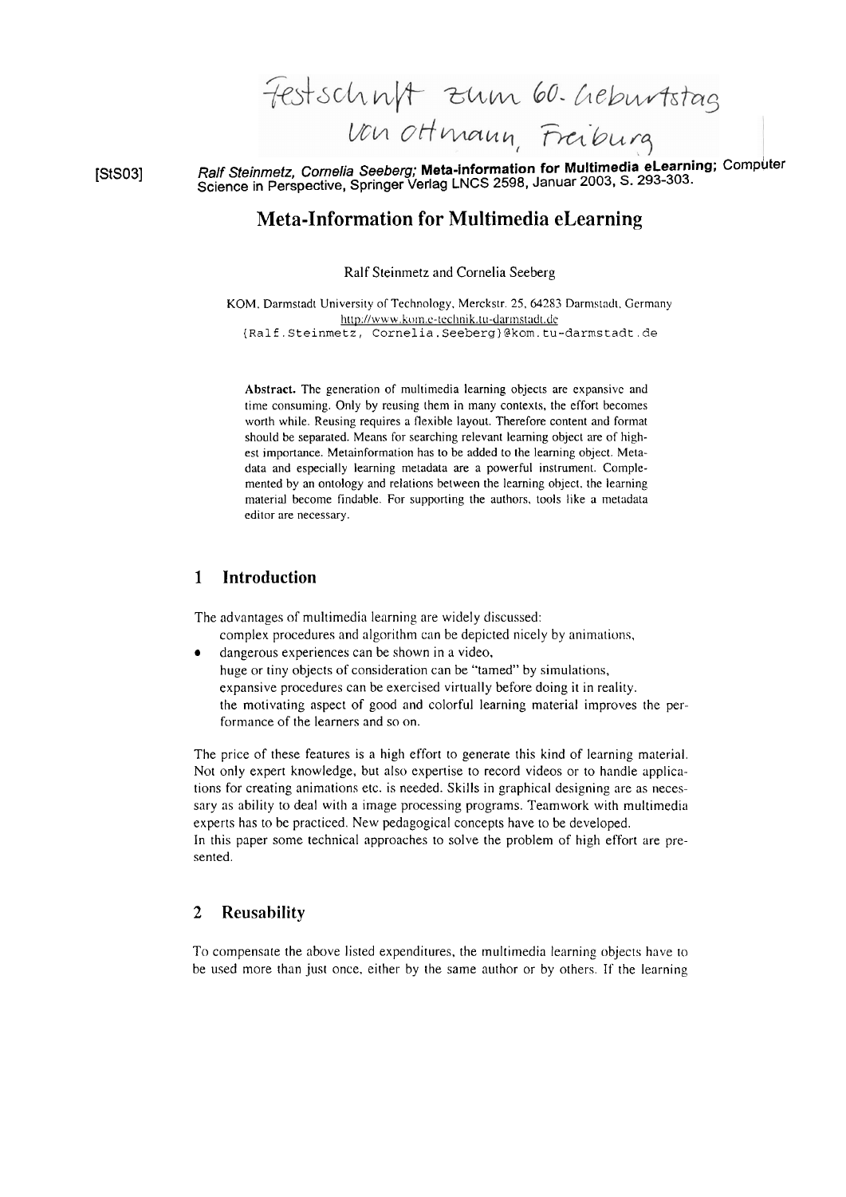Festschrift zum 60. Geburtstag von Ottmann, Freiburg

[StS03] *Ralf Steinmetz, Cornelia Seeberg;* **Meta-information for Multimedia eLearning**; Computer Science in Perspective, Springer Verlag LNCS 2598, Januar 2003, S. 293-303.

# Meta-Information for Multimedia eLearning

Ralf Steinmetz and Cornelia Seeberg

KOM, Darmstadt University of Technology, Merckstr. 25, 64283 Darmstadt, Germany
http://www.kom.e-technik.tu-darmstadt.de
{Ralf.Steinmetz, Cornelia.Seeberg}@kom.tu-darmstadt.de

**Abstract.** The generation of multimedia learning objects are expansive and time consuming. Only by reusing them in many contexts, the effort becomes worth while. Reusing requires a flexible layout. Therefore content and format should be separated. Means for searching relevant learning object are of highest importance. Metainformation has to be added to the learning object. Metadata and especially learning metadata are a powerful instrument. Complemented by an ontology and relations between the learning object, the learning material become findable. For supporting the authors, tools like a metadata editor are necessary.

## 1 Introduction

The advantages of multimedia learning are widely discussed:

- complex procedures and algorithm can be depicted nicely by animations,
- dangerous experiences can be shown in a video,
- huge or tiny objects of consideration can be "tamed" by simulations,
- expansive procedures can be exercised virtually before doing it in reality.
- the motivating aspect of good and colorful learning material improves the performance of the learners and so on.

The price of these features is a high effort to generate this kind of learning material. Not only expert knowledge, but also expertise to record videos or to handle applications for creating animations etc. is needed. Skills in graphical designing are as necessary as ability to deal with a image processing programs. Teamwork with multimedia experts has to be practiced. New pedagogical concepts have to be developed.
In this paper some technical approaches to solve the problem of high effort are presented.

## 2 Reusability

To compensate the above listed expenditures, the multimedia learning objects have to be used more than just once, either by the same author or by others. If the learning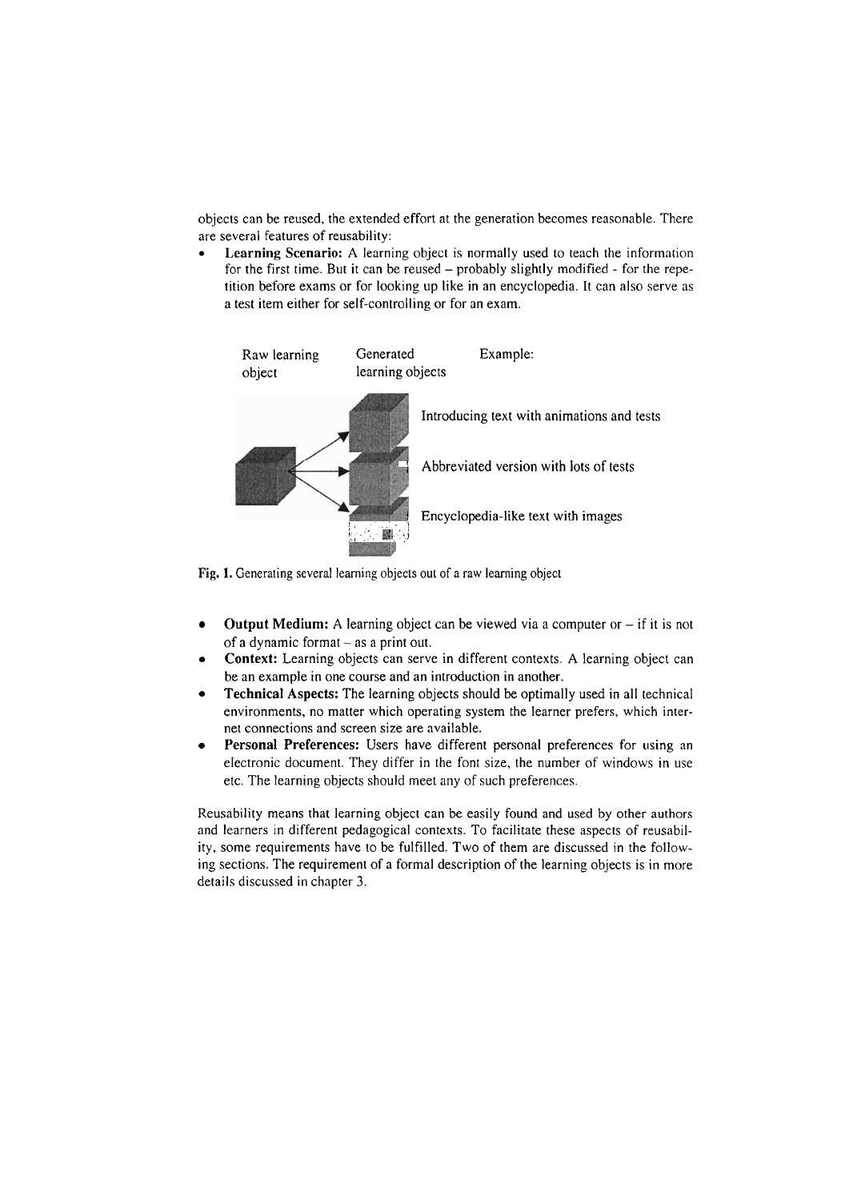objects can be reused, the extended effort at the generation becomes reasonable. There are several features of reusability:

- **Learning Scenario:** A learning object is normally used to teach the information for the first time. But it can be reused – probably slightly modified - for the repetition before exams or for looking up like in an encyclopedia. It can also serve as a test item either for self-controlling or for an exam.

| Raw learning object | Generated learning objects | Example: |
|---|---|---|
| | | Introducing text with animations and tests |
| | | Abbreviated version with lots of tests |
| | | Encyclopedia-like text with images |

**Fig. 1.** Generating several learning objects out of a raw learning object

- **Output Medium:** A learning object can be viewed via a computer or – if it is not of a dynamic format – as a print out.
- **Context:** Learning objects can serve in different contexts. A learning object can be an example in one course and an introduction in another.
- **Technical Aspects:** The learning objects should be optimally used in all technical environments, no matter which operating system the learner prefers, which internet connections and screen size are available.
- **Personal Preferences:** Users have different personal preferences for using an electronic document. They differ in the font size, the number of windows in use etc. The learning objects should meet any of such preferences.

Reusability means that learning object can be easily found and used by other authors and learners in different pedagogical contexts. To facilitate these aspects of reusability, some requirements have to be fulfilled. Two of them are discussed in the following sections. The requirement of a formal description of the learning objects is in more details discussed in chapter 3.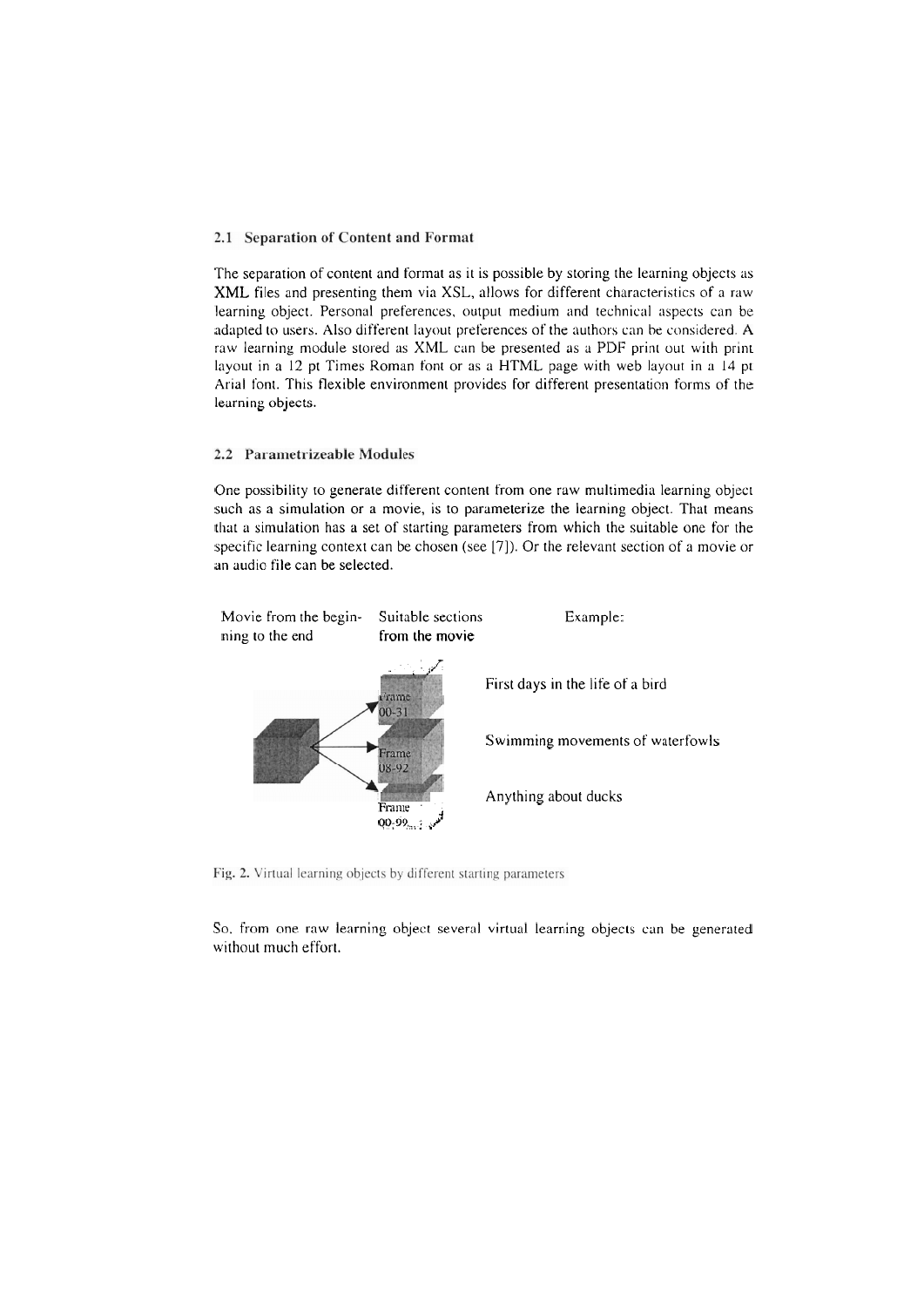### 2.1 Separation of Content and Format

The separation of content and format as it is possible by storing the learning objects as XML files and presenting them via XSL, allows for different characteristics of a raw learning object. Personal preferences, output medium and technical aspects can be adapted to users. Also different layout preferences of the authors can be considered. A raw learning module stored as XML can be presented as a PDF print out with print layout in a 12 pt Times Roman font or as a HTML page with web layout in a 14 pt Arial font. This flexible environment provides for different presentation forms of the learning objects.

### 2.2 Parametrizeable Modules

One possibility to generate different content from one raw multimedia learning object such as a simulation or a movie, is to parameterize the learning object. That means that a simulation has a set of starting parameters from which the suitable one for the specific learning context can be chosen (see [7]). Or the relevant section of a movie or an audio file can be selected.

| Movie from the beginning to the end | Suitable sections from the movie | Example: |
|---|---|---|
| | Frame 00-31 | First days in the life of a bird |
| | Frame 08-92 | Swimming movements of waterfowls |
| | Frame 00-99 | Anything about ducks |

Fig. 2. Virtual learning objects by different starting parameters

So, from one raw learning object several virtual learning objects can be generated without much effort.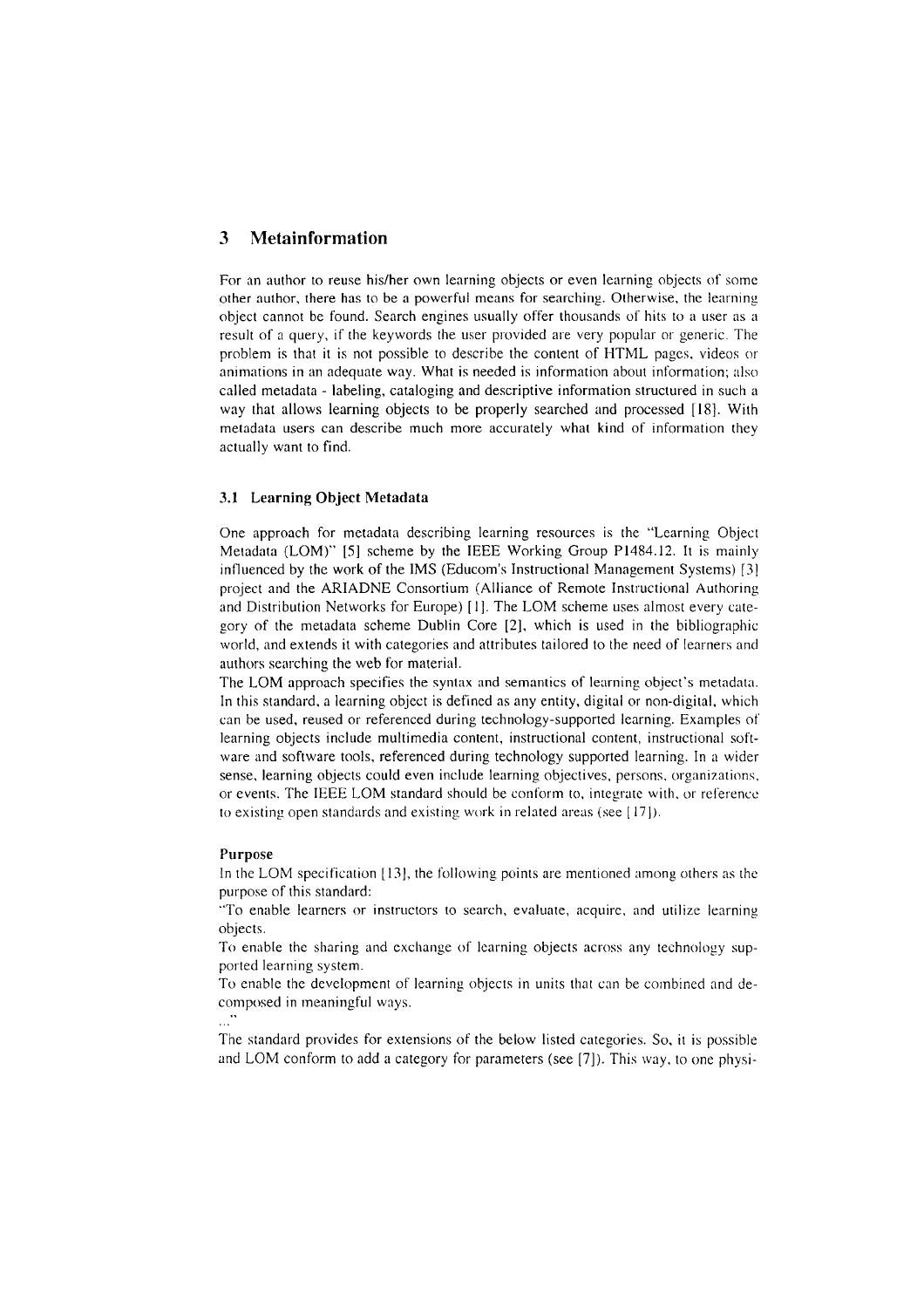## 3 Metainformation

For an author to reuse his/her own learning objects or even learning objects of some other author, there has to be a powerful means for searching. Otherwise, the learning object cannot be found. Search engines usually offer thousands of hits to a user as a result of a query, if the keywords the user provided are very popular or generic. The problem is that it is not possible to describe the content of HTML pages, videos or animations in an adequate way. What is needed is information about information; also called metadata - labeling, cataloging and descriptive information structured in such a way that allows learning objects to be properly searched and processed [18]. With metadata users can describe much more accurately what kind of information they actually want to find.

### 3.1 Learning Object Metadata

One approach for metadata describing learning resources is the "Learning Object Metadata (LOM)" [5] scheme by the IEEE Working Group P1484.12. It is mainly influenced by the work of the IMS (Educom's Instructional Management Systems) [3] project and the ARIADNE Consortium (Alliance of Remote Instructional Authoring and Distribution Networks for Europe) [1]. The LOM scheme uses almost every category of the metadata scheme Dublin Core [2], which is used in the bibliographic world, and extends it with categories and attributes tailored to the need of learners and authors searching the web for material.

The LOM approach specifies the syntax and semantics of learning object's metadata. In this standard, a learning object is defined as any entity, digital or non-digital, which can be used, reused or referenced during technology-supported learning. Examples of learning objects include multimedia content, instructional content, instructional software and software tools, referenced during technology supported learning. In a wider sense, learning objects could even include learning objectives, persons, organizations, or events. The IEEE LOM standard should be conform to, integrate with, or reference to existing open standards and existing work in related areas (see [17]).

**Purpose**

In the LOM specification [13], the following points are mentioned among others as the purpose of this standard:

"To enable learners or instructors to search, evaluate, acquire, and utilize learning objects.

To enable the sharing and exchange of learning objects across any technology supported learning system.

To enable the development of learning objects in units that can be combined and decomposed in meaningful ways.

..."

The standard provides for extensions of the below listed categories. So, it is possible and LOM conform to add a category for parameters (see [7]). This way, to one physi-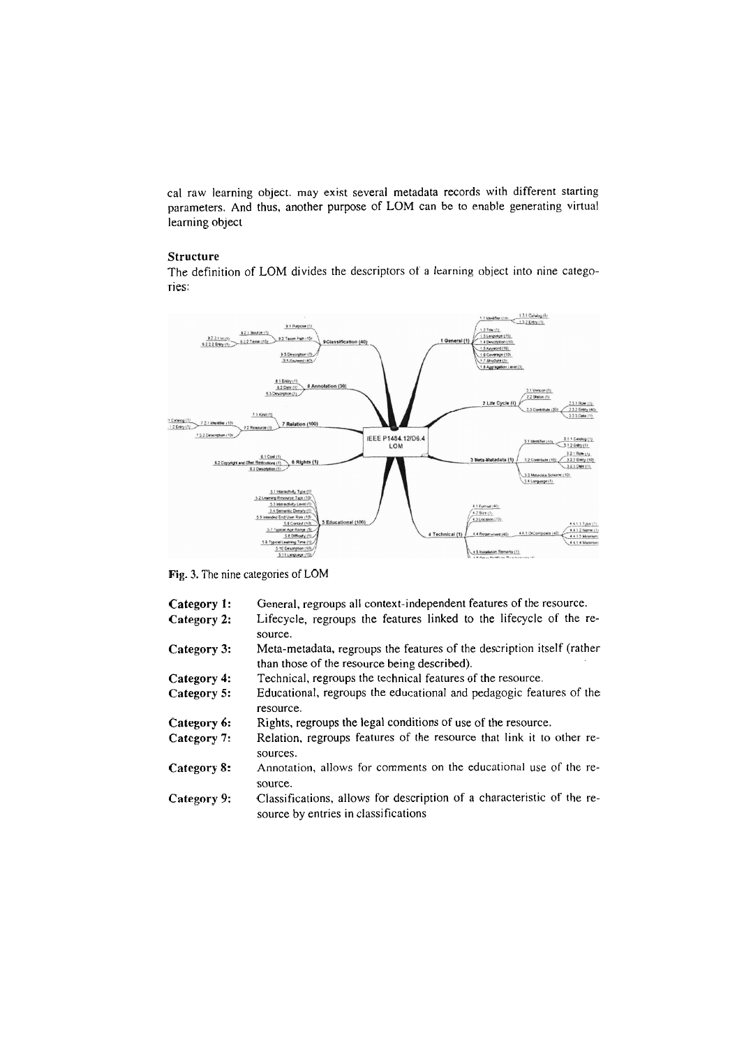cal raw learning object. may exist several metadata records with different starting parameters. And thus, another purpose of LOM can be to enable generating virtual learning object

### Structure

The definition of LOM divides the descriptors of a learning object into nine categories:

Fig. 3. The nine categories of LOM

| | |
|---|---|
| **Category 1:** | General, regroups all context-independent features of the resource. |
| **Category 2:** | Lifecycle, regroups the features linked to the lifecycle of the resource. |
| **Category 3:** | Meta-metadata, regroups the features of the description itself (rather than those of the resource being described). |
| **Category 4:** | Technical, regroups the technical features of the resource. |
| **Category 5:** | Educational, regroups the educational and pedagogic features of the resource. |
| **Category 6:** | Rights, regroups the legal conditions of use of the resource. |
| **Category 7:** | Relation, regroups features of the resource that link it to other resources. |
| **Category 8:** | Annotation, allows for comments on the educational use of the resource. |
| **Category 9:** | Classifications, allows for description of a characteristic of the resource by entries in classifications |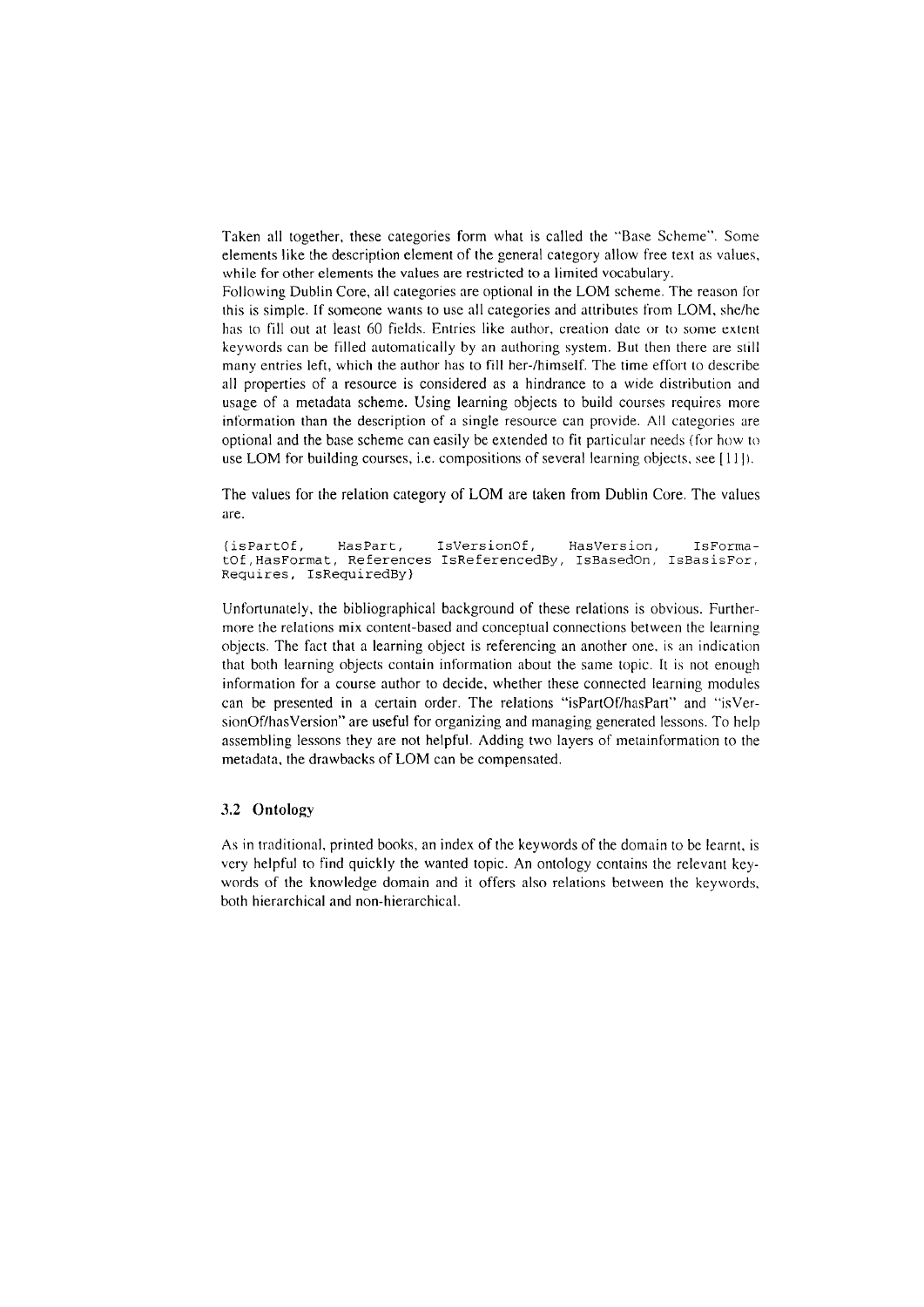Taken all together, these categories form what is called the "Base Scheme". Some elements like the description element of the general category allow free text as values, while for other elements the values are restricted to a limited vocabulary.

Following Dublin Core, all categories are optional in the LOM scheme. The reason for this is simple. If someone wants to use all categories and attributes from LOM, she/he has to fill out at least 60 fields. Entries like author, creation date or to some extent keywords can be filled automatically by an authoring system. But then there are still many entries left, which the author has to fill her-/himself. The time effort to describe all properties of a resource is considered as a hindrance to a wide distribution and usage of a metadata scheme. Using learning objects to build courses requires more information than the description of a single resource can provide. All categories are optional and the base scheme can easily be extended to fit particular needs (for how to use LOM for building courses, i.e. compositions of several learning objects, see [11]).

The values for the relation category of LOM are taken from Dublin Core. The values are.

```
{isPartOf,    HasPart,    IsVersionOf,    HasVersion,    IsFormatOf,HasFormat, References IsReferencedBy, IsBasedOn, IsBasisFor, Requires, IsRequiredBy}
```

Unfortunately, the bibliographical background of these relations is obvious. Furthermore the relations mix content-based and conceptual connections between the learning objects. The fact that a learning object is referencing an another one, is an indication that both learning objects contain information about the same topic. It is not enough information for a course author to decide, whether these connected learning modules can be presented in a certain order. The relations "isPartOf/hasPart" and "isVersionOf/hasVersion" are useful for organizing and managing generated lessons. To help assembling lessons they are not helpful. Adding two layers of metainformation to the metadata, the drawbacks of LOM can be compensated.

### 3.2 Ontology

As in traditional, printed books, an index of the keywords of the domain to be learnt, is very helpful to find quickly the wanted topic. An ontology contains the relevant keywords of the knowledge domain and it offers also relations between the keywords, both hierarchical and non-hierarchical.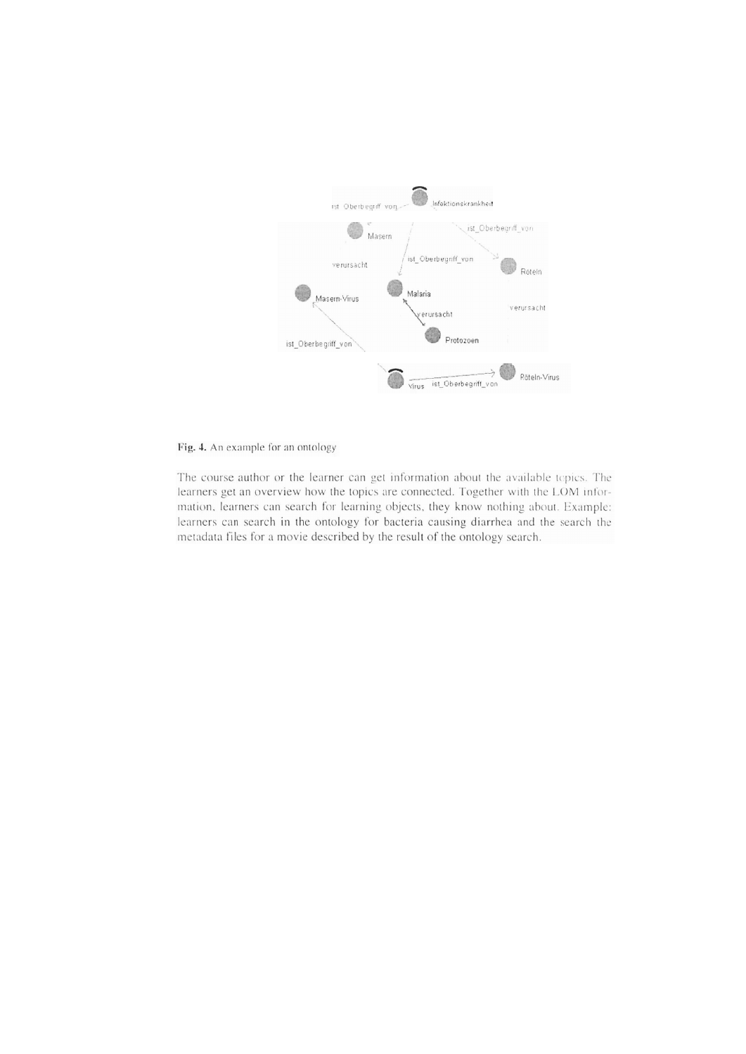Fig. 4. An example for an ontology

The course author or the learner can get information about the available topics. The learners get an overview how the topics are connected. Together with the LOM information, learners can search for learning objects, they know nothing about. Example: learners can search in the ontology for bacteria causing diarrhea and the search the metadata files for a movie described by the result of the ontology search.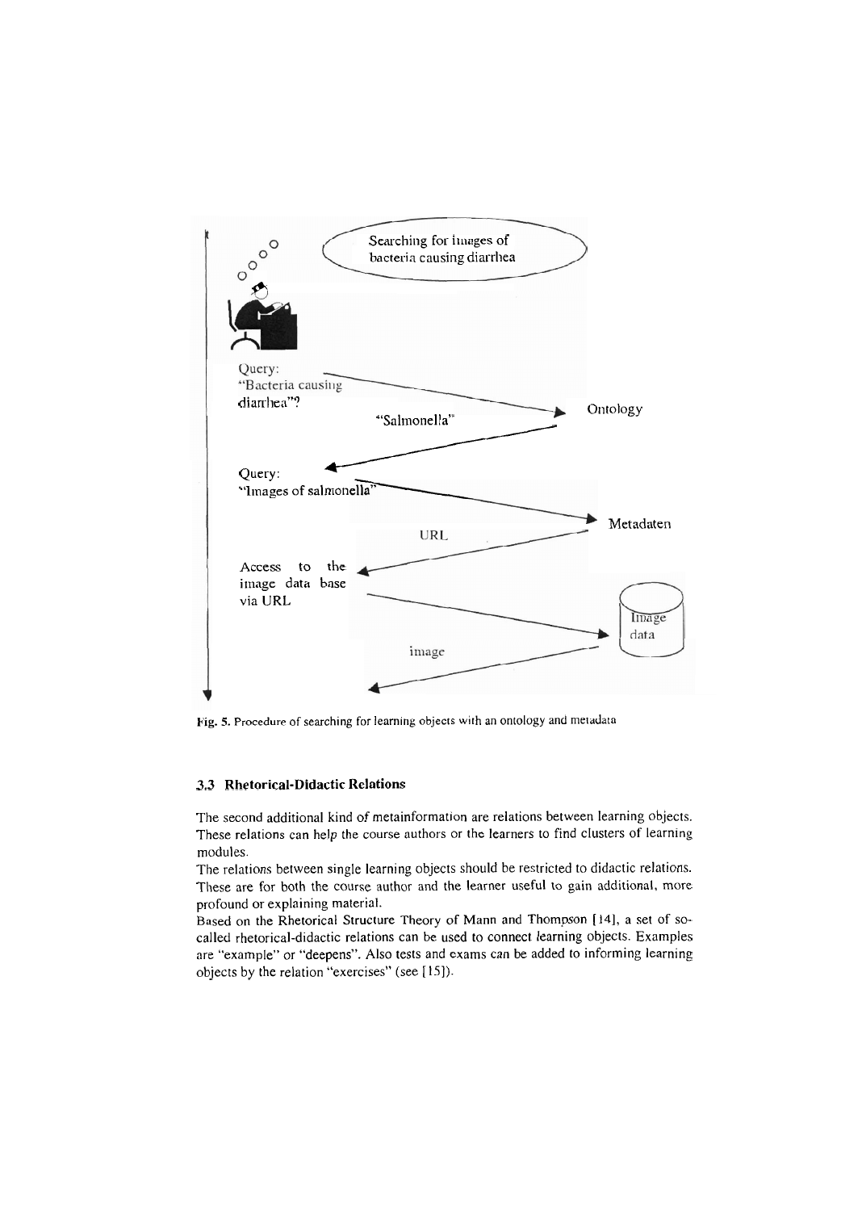Searching for images of bacteria causing diarrhea

Query: "Bacteria causing diarrhea"? → Ontology

"Salmonella" ←

Query: "Images of salmonella" → Metadaten

URL ←

Access to the image data base via URL → Image data

image ←

Fig. 5. Procedure of searching for learning objects with an ontology and metadata

### 3.3 Rhetorical-Didactic Relations

The second additional kind of metainformation are relations between learning objects. These relations can help the course authors or the learners to find clusters of learning modules.

The relations between single learning objects should be restricted to didactic relations. These are for both the course author and the learner useful to gain additional, more profound or explaining material.

Based on the Rhetorical Structure Theory of Mann and Thompson [14], a set of so-called rhetorical-didactic relations can be used to connect learning objects. Examples are "example" or "deepens". Also tests and exams can be added to informing learning objects by the relation "exercises" (see [15]).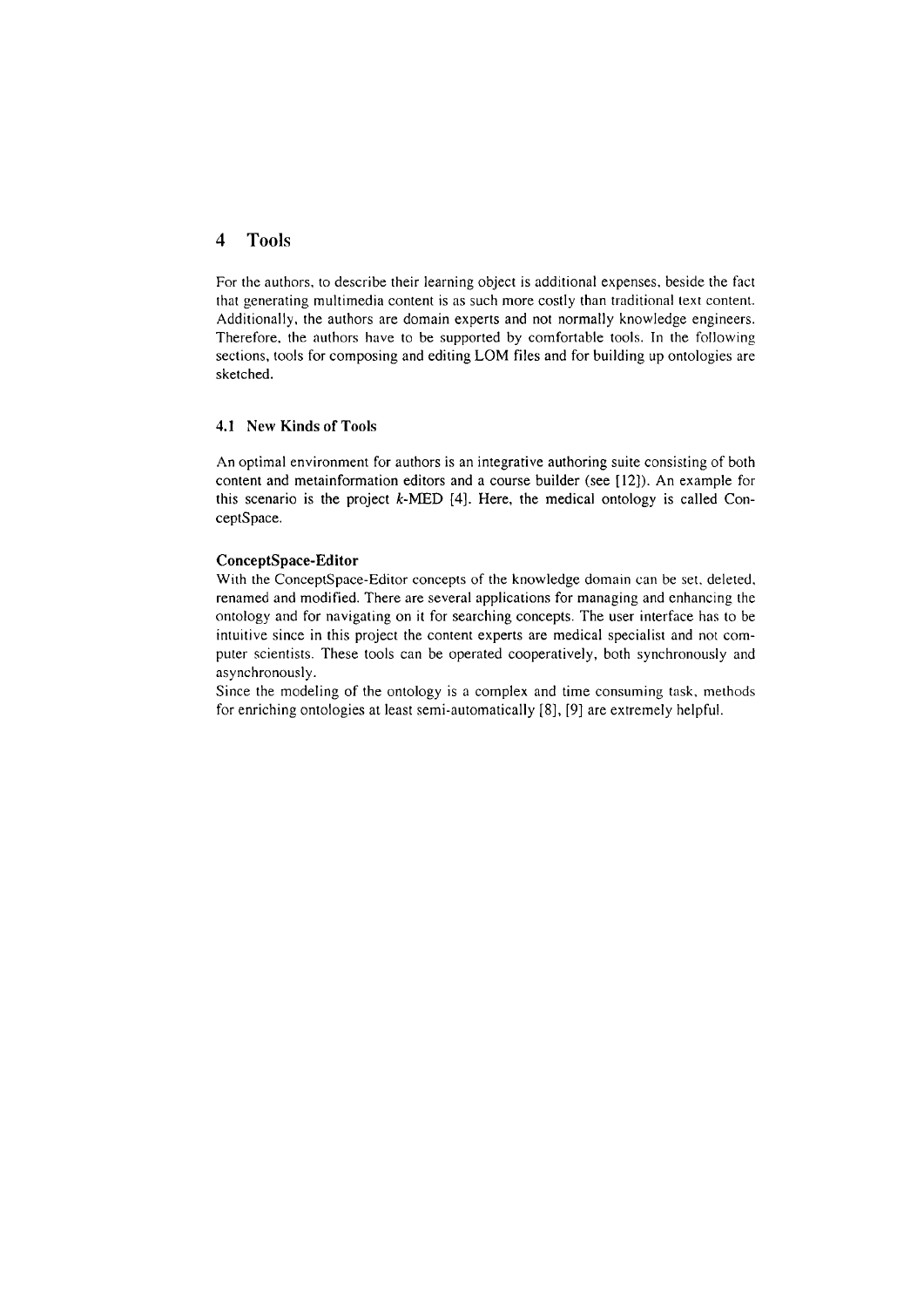## 4 Tools

For the authors, to describe their learning object is additional expenses, beside the fact that generating multimedia content is as such more costly than traditional text content. Additionally, the authors are domain experts and not normally knowledge engineers. Therefore, the authors have to be supported by comfortable tools. In the following sections, tools for composing and editing LOM files and for building up ontologies are sketched.

### 4.1 New Kinds of Tools

An optimal environment for authors is an integrative authoring suite consisting of both content and metainformation editors and a course builder (see [12]). An example for this scenario is the project *k*-MED [4]. Here, the medical ontology is called ConceptSpace.

**ConceptSpace-Editor**

With the ConceptSpace-Editor concepts of the knowledge domain can be set, deleted, renamed and modified. There are several applications for managing and enhancing the ontology and for navigating on it for searching concepts. The user interface has to be intuitive since in this project the content experts are medical specialist and not computer scientists. These tools can be operated cooperatively, both synchronously and asynchronously.

Since the modeling of the ontology is a complex and time consuming task, methods for enriching ontologies at least semi-automatically [8], [9] are extremely helpful.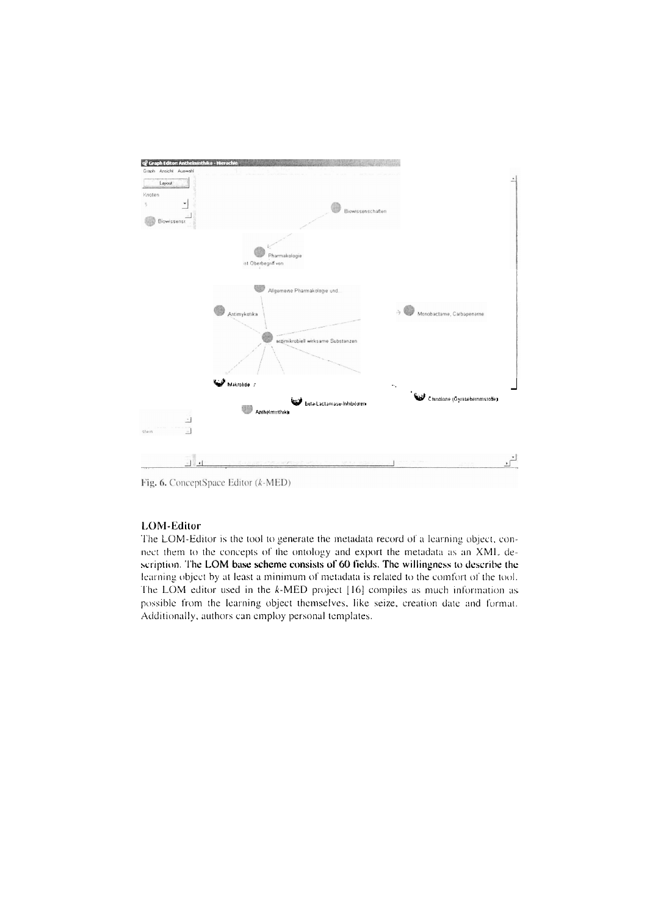Fig. 6. ConceptSpace Editor (*k*-MED)

### LOM-Editor

The LOM-Editor is the tool to generate the metadata record of a learning object, connect them to the concepts of the ontology and export the metadata as an XML description. **The LOM base scheme consists of 60 fields. The willingness to describe the** learning object by at least a minimum of metadata is related to the comfort of the tool. The LOM editor used in the *k*-MED project [16] compiles as much information as possible from the learning object themselves, like seize, creation date and format. Additionally, authors can employ personal templates.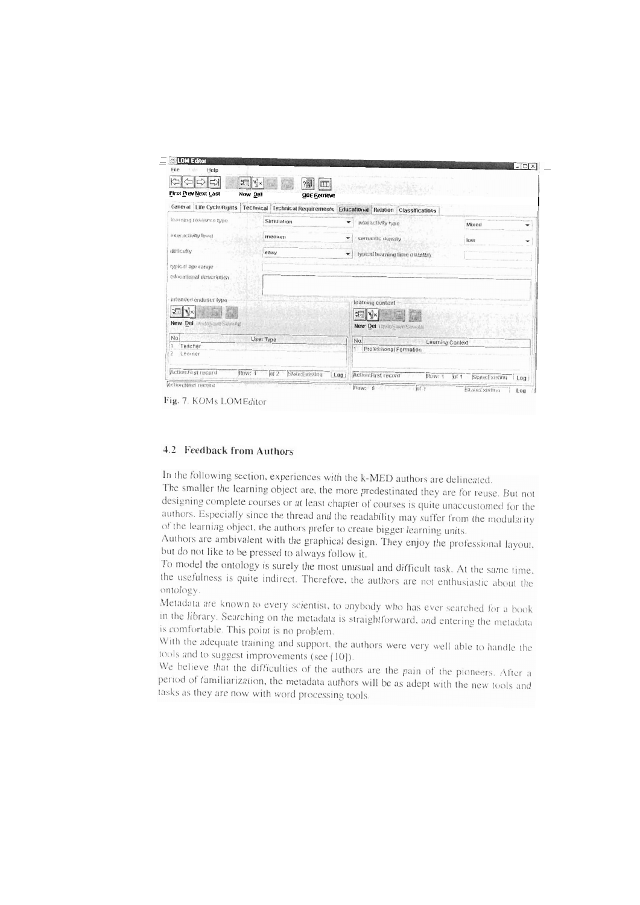Fig. 7. KOMs LOMEditor

### 4.2 Feedback from Authors

In the following section, experiences with the k-MED authors are delineated.

The smaller the learning object are, the more predestinated they are for reuse. But not designing complete courses or at least chapter of courses is quite unaccustomed for the authors. Especially since the thread and the readability may suffer from the modularity of the learning object, the authors prefer to create bigger learning units.

Authors are ambivalent with the graphical design. They enjoy the professional layout, but do not like to be pressed to always follow it.

To model the ontology is surely the most unusual and difficult task. At the same time, the usefulness is quite indirect. Therefore, the authors are not enthusiastic about the ontology.

Metadata are known to every scientist, to anybody who has ever searched for a book in the library. Searching on the metadata is straightforward, and entering the metadata is comfortable. This point is no problem.

With the adequate training and support, the authors were very well able to handle the tools and to suggest improvements (see [10]).

We believe that the difficulties of the authors are the pain of the pioneers. After a period of familiarization, the metadata authors will be as adept with the new tools and tasks as they are now with word processing tools.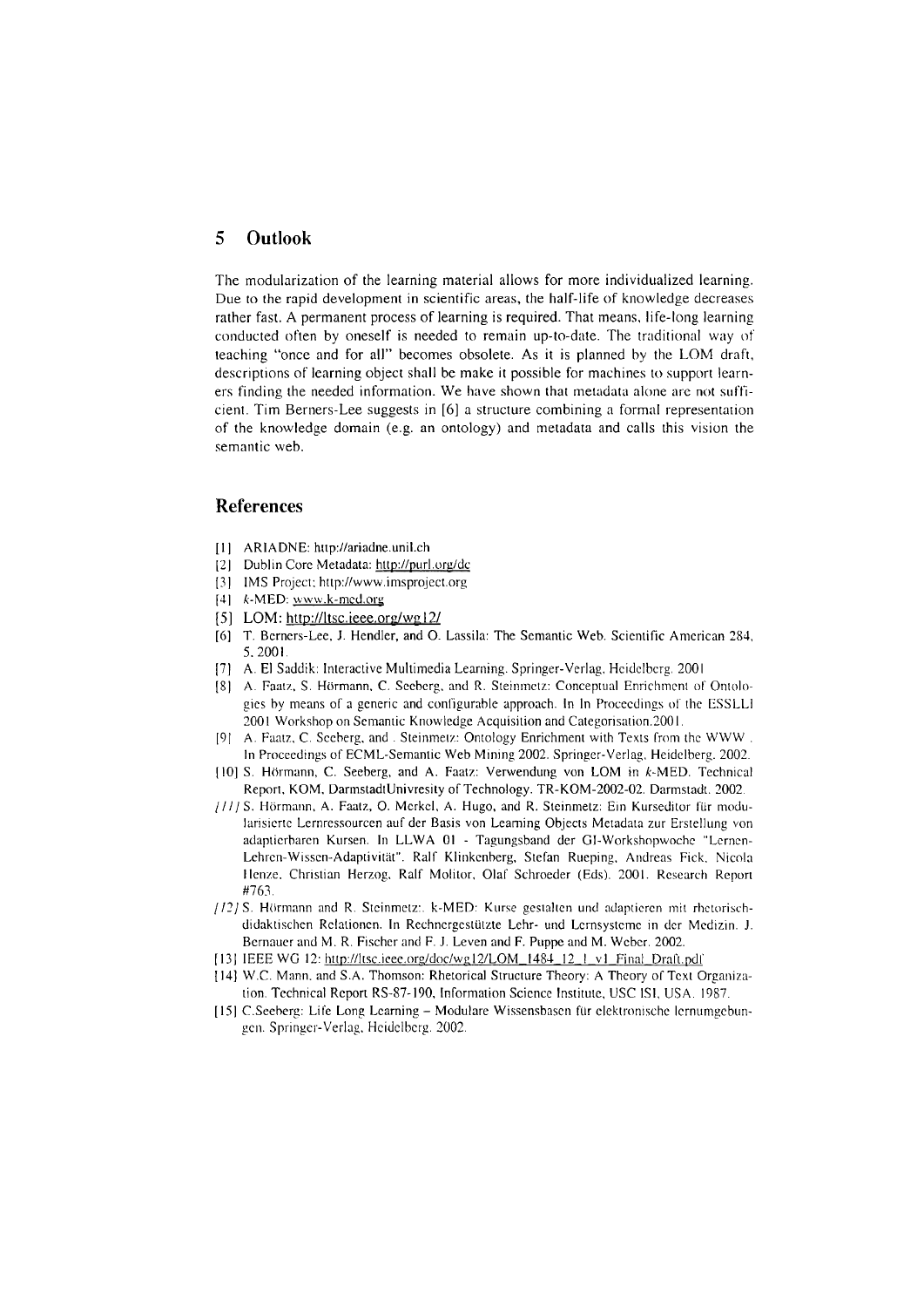## 5 Outlook

The modularization of the learning material allows for more individualized learning. Due to the rapid development in scientific areas, the half-life of knowledge decreases rather fast. A permanent process of learning is required. That means, life-long learning conducted often by oneself is needed to remain up-to-date. The traditional way of teaching "once and for all" becomes obsolete. As it is planned by the LOM draft, descriptions of learning object shall be make it possible for machines to support learners finding the needed information. We have shown that metadata alone are not sufficient. Tim Berners-Lee suggests in [6] a structure combining a formal representation of the knowledge domain (e.g. an ontology) and metadata and calls this vision the semantic web.

## References

[1] ARIADNE: http://ariadne.unil.ch

[2] Dublin Core Metadata: http://purl.org/dc

[3] IMS Project: http://www.imsproject.org

[4] *k*-MED: www.k-med.org

[5] LOM: http://ltsc.ieee.org/wg12/

[6] T. Berners-Lee, J. Hendler, and O. Lassila: The Semantic Web. Scientific American 284, 5. 2001.

[7] A. El Saddik: Interactive Multimedia Learning. Springer-Verlag, Heidelberg. 2001

[8] A. Faatz, S. Hörmann, C. Seeberg, and R. Steinmetz: Conceptual Enrichment of Ontologies by means of a generic and configurable approach. In In Proceedings of the ESSLLI 2001 Workshop on Semantic Knowledge Acquisition and Categorisation.2001.

[9] A. Faatz, C. Seeberg, and . Steinmetz: Ontology Enrichment with Texts from the WWW . In Proceedings of ECML-Semantic Web Mining 2002. Springer-Verlag, Heidelberg. 2002.

[10] S. Hörmann, C. Seeberg, and A. Faatz: Verwendung von LOM in *k*-MED. Technical Report, KOM, DarmstadtUnivresity of Technology. TR-KOM-2002-02. Darmstadt. 2002.

[11] S. Hörmann, A. Faatz, O. Merkel, A. Hugo, and R. Steinmetz: Ein Kurseditor für modularisierte Lernressourcen auf der Basis von Learning Objects Metadata zur Erstellung von adaptierbaren Kursen. In LLWA 01 - Tagungsband der GI-Workshopwoche "Lernen-Lehren-Wissen-Adaptivität". Ralf Klinkenberg, Stefan Rueping, Andreas Fick, Nicola Henze, Christian Herzog, Ralf Molitor, Olaf Schroeder (Eds). 2001. Research Report #763.

[12] S. Hörmann and R. Steinmetz:. k-MED: Kurse gestalten und adaptieren mit rhetorisch-didaktischen Relationen. In Rechnergestützte Lehr- und Lernsysteme in der Medizin. J. Bernauer and M. R. Fischer and F. J. Leven and F. Puppe and M. Weber. 2002.

[13] IEEE WG 12: http://ltsc.ieee.org/doc/wg12/LOM_1484_12_1_v1_Final_Draft.pdf

[14] W.C. Mann. and S.A. Thomson: Rhetorical Structure Theory: A Theory of Text Organization. Technical Report RS-87-190, Information Science Institute, USC ISI, USA. 1987.

[15] C.Seeberg: Life Long Learning – Modulare Wissensbasen für elektronische lernumgebungen. Springer-Verlag, Heidelberg. 2002.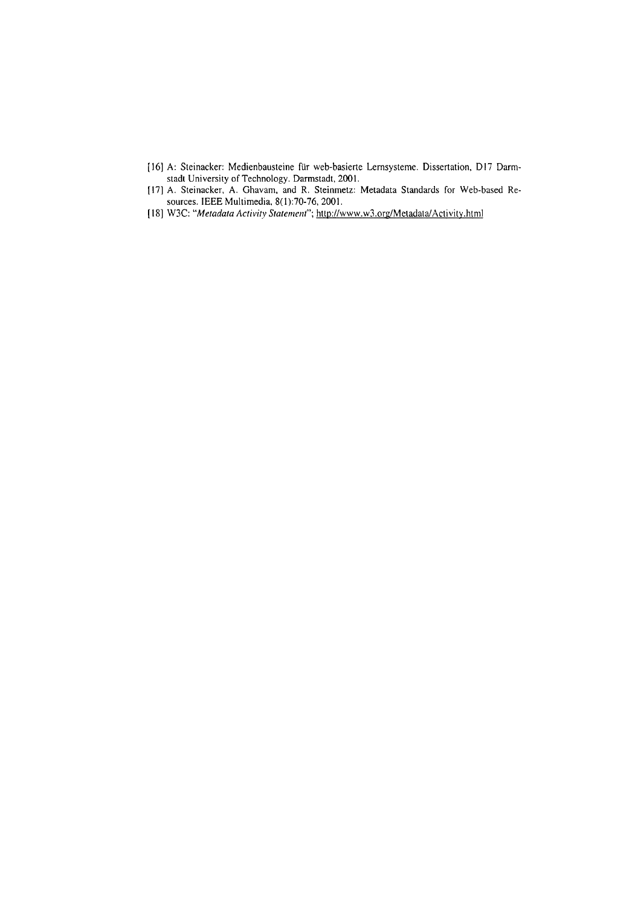[16] A: Steinacker: Medienbausteine für web-basierte Lernsysteme. Dissertation, D17 Darmstadt University of Technology. Darmstadt, 2001.

[17] A. Steinacker, A. Ghavam, and R. Steinmetz: Metadata Standards for Web-based Resources. IEEE Multimedia, 8(1):70-76, 2001.

[18] W3C: "*Metadata Activity Statement*"; http://www.w3.org/Metadata/Activity.html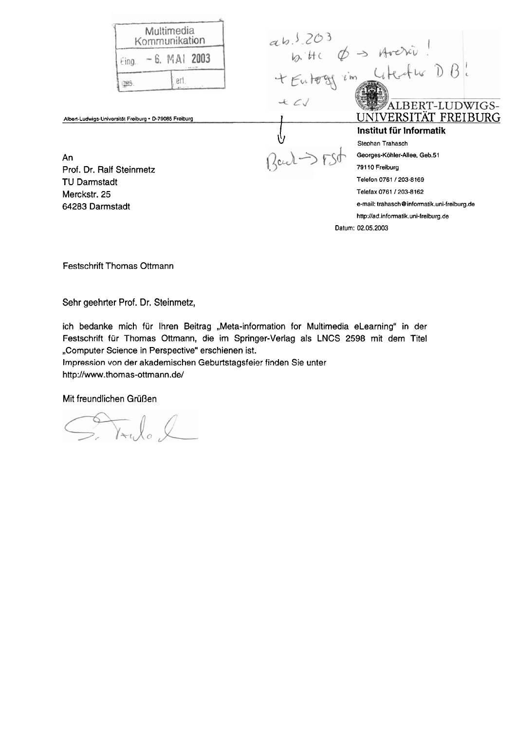Multimedia Kommunikation
Eing. - 6. MAI 2003
gbs. erl.

ab. 1.203
bitte Ø → Archiv!
+ Eintrag im Literatur DB!
+ CV

Back → FSd

Albert-Ludwigs-Universität Freiburg • D-79085 Freiburg

ALBERT-LUDWIGS-UNIVERSITÄT FREIBURG

**Institut für Informatik**

Stephan Trahasch
Georges-Köhler-Allee, Geb.51
79110 Freiburg
Telefon 0761 / 203-8169
Telefax 0761 / 203-8162
e-mail: trahasch@informatik.uni-freiburg.de
http://ad.informatik.uni-freiburg.de

An
Prof. Dr. Ralf Steinmetz
TU Darmstadt
Merckstr. 25
64283 Darmstadt

Datum: 02.05.2003

Festschrift Thomas Ottmann

Sehr geehrter Prof. Dr. Steinmetz,

ich bedanke mich für Ihren Beitrag „Meta-information for Multimedia eLearning" in der Festschrift für Thomas Ottmann, die im Springer-Verlag als LNCS 2598 mit dem Titel „Computer Science in Perspective" erschienen ist.
Impression von der akademischen Geburtstagsfeier finden Sie unter
http://www.thomas-ottmann.de/

Mit freundlichen Grüßen

S. Trahasch